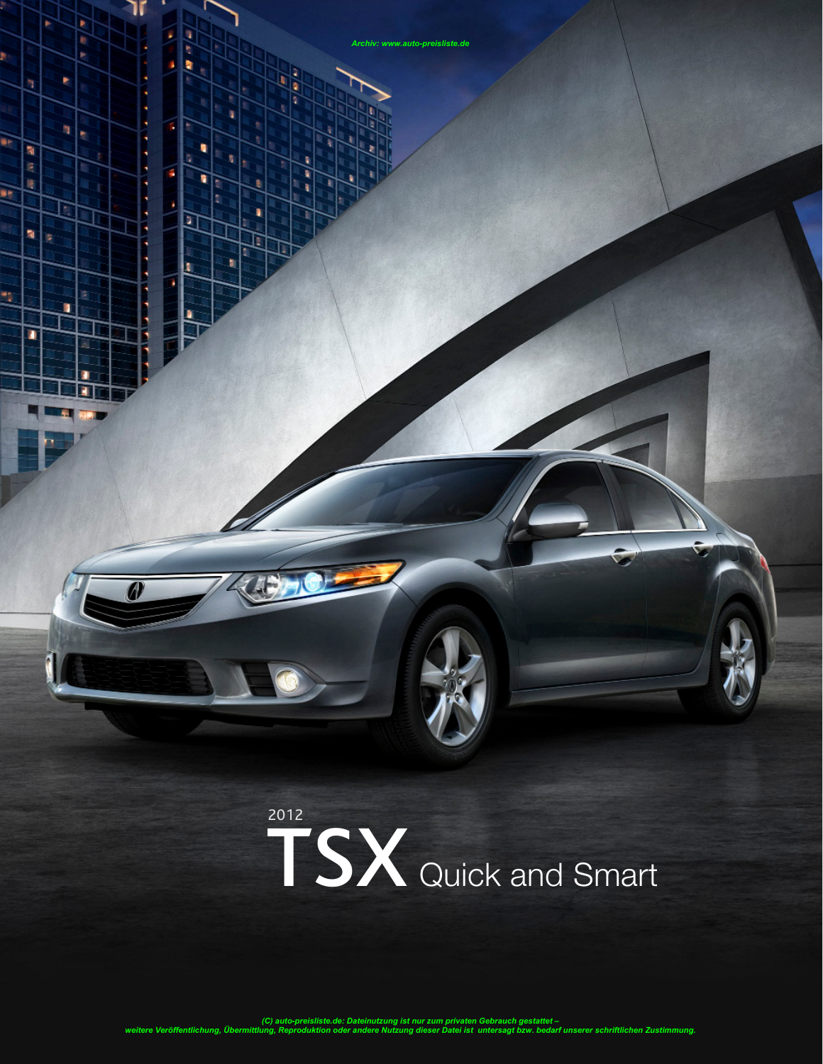Archiv: www.auto-preisliste.de

2012

# TSX Quick and Smart

*(C) auto-preisliste.de: Dateinutzung ist nur zum privaten Gebrauch gestattet – weitere Veröffentlichung, Übermittlung, Reproduktion oder andere Nutzung dieser Datei ist untersagt bzw. bedarf unserer schriftlichen Zustimmung.*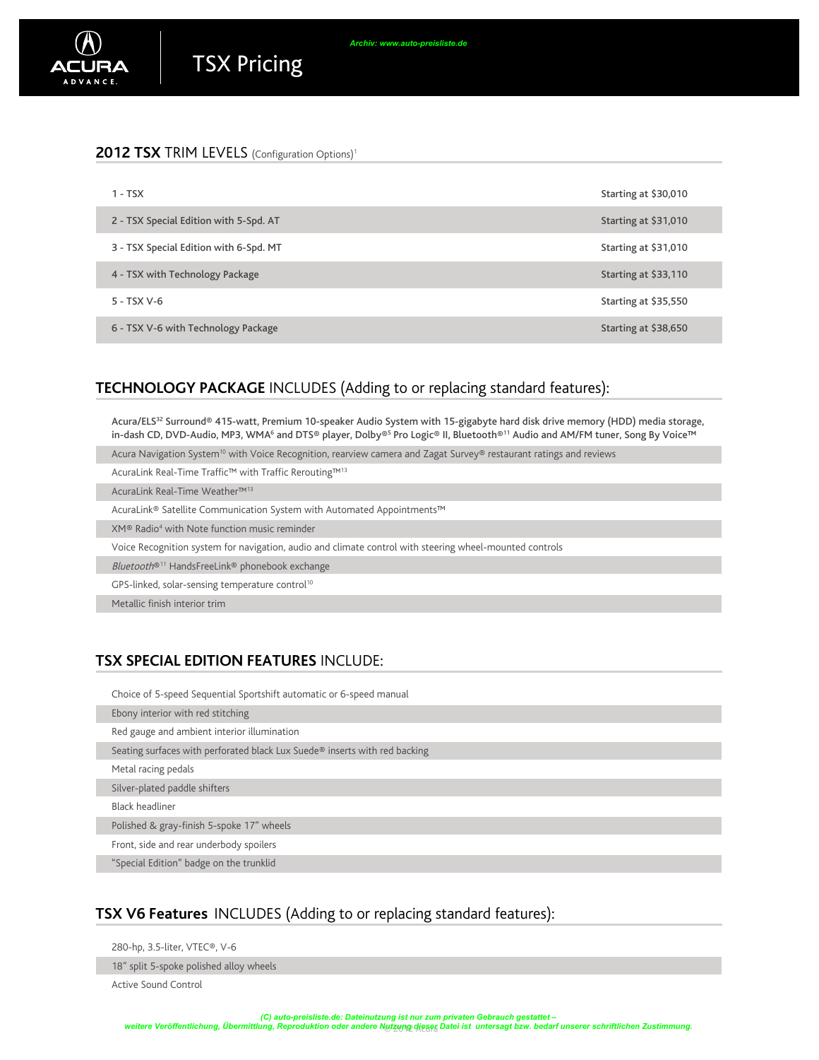# TSX Pricing

Archiv: www.auto-preisliste.de

## 2012 TSX TRIM LEVELS (Configuration Options)[1]

| | |
|---|---|
| 1 - TSX | Starting at $30,010 |
| 2 - TSX Special Edition with 5-Spd. AT | Starting at $31,010 |
| 3 - TSX Special Edition with 6-Spd. MT | Starting at $31,010 |
| 4 - TSX with Technology Package | Starting at $33,110 |
| 5 - TSX V-6 | Starting at $35,550 |
| 6 - TSX V-6 with Technology Package | Starting at $38,650 |

## TECHNOLOGY PACKAGE INCLUDES (Adding to or replacing standard features):

- Acura/ELS[32] Surround® 415-watt, Premium 10-speaker Audio System with 15-gigabyte hard disk drive memory (HDD) media storage, in-dash CD, DVD-Audio, MP3, WMA[6] and DTS® player, Dolby®[5] Pro Logic® II, Bluetooth®[11] Audio and AM/FM tuner, Song By Voice™
- Acura Navigation System[10] with Voice Recognition, rearview camera and Zagat Survey® restaurant ratings and reviews
- AcuraLink Real-Time Traffic™ with Traffic Rerouting™[13]
- AcuraLink Real-Time Weather™[13]
- AcuraLink® Satellite Communication System with Automated Appointments™
- XM® Radio[4] with Note function music reminder
- Voice Recognition system for navigation, audio and climate control with steering wheel-mounted controls
- *Bluetooth*®[11] HandsFreeLink® phonebook exchange
- GPS-linked, solar-sensing temperature control[10]
- Metallic finish interior trim

## TSX SPECIAL EDITION FEATURES INCLUDE:

- Choice of 5-speed Sequential Sportshift automatic or 6-speed manual
- Ebony interior with red stitching
- Red gauge and ambient interior illumination
- Seating surfaces with perforated black Lux Suede® inserts with red backing
- Metal racing pedals
- Silver-plated paddle shifters
- Black headliner
- Polished & gray-finish 5-spoke 17" wheels
- Front, side and rear underbody spoilers
- "Special Edition" badge on the trunklid

## TSX V6 Features INCLUDES (Adding to or replacing standard features):

- 280-hp, 3.5-liter, VTEC®, V-6
- 18" split 5-spoke polished alloy wheels
- Active Sound Control

(C) auto-preisliste.de: Dateinutzung ist nur zum privaten Gebrauch gestattet – weitere Veröffentlichung, Übermittlung, Reproduktion oder andere Nutzung dieser Datei ist untersagt bzw. bedarf unserer schriftlichen Zustimmung.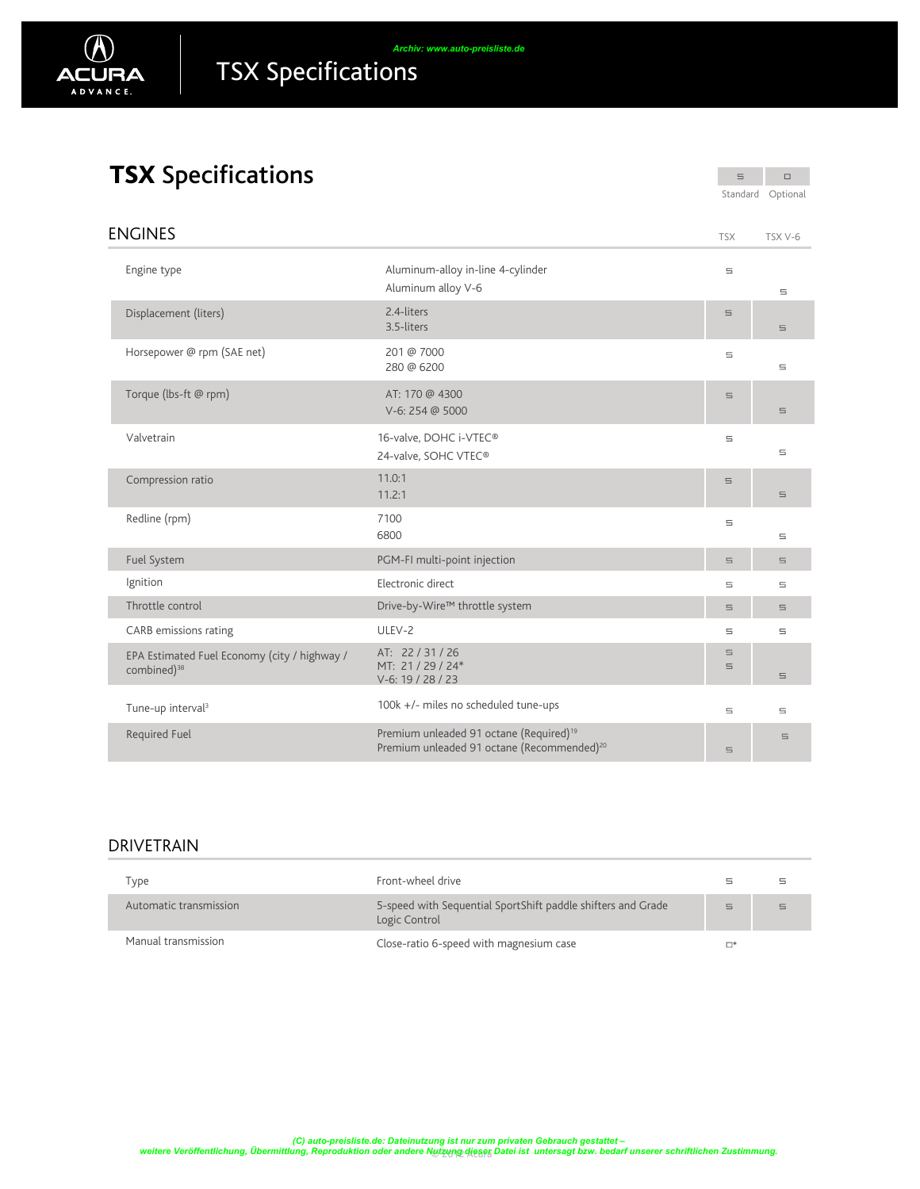# TSX Specifications

| ■ | □ |
|---|---|
| Standard | Optional |

## ENGINES

| | | TSX | TSX V-6 |
|---|---|---|---|
| Engine type | Aluminum-alloy in-line 4-cylinder<br>Aluminum alloy V-6 | ■ | ■ |
| Displacement (liters) | 2.4-liters<br>3.5-liters | ■ | ■ |
| Horsepower @ rpm (SAE net) | 201 @ 7000<br>280 @ 6200 | ■ | ■ |
| Torque (lbs-ft @ rpm) | AT: 170 @ 4300<br>V-6: 254 @ 5000 | ■ | ■ |
| Valvetrain | 16-valve, DOHC i-VTEC®<br>24-valve, SOHC VTEC® | ■ | ■ |
| Compression ratio | 11.0:1<br>11.2:1 | ■ | ■ |
| Redline (rpm) | 7100<br>6800 | ■ | ■ |
| Fuel System | PGM-FI multi-point injection | ■ | ■ |
| Ignition | Electronic direct | ■ | ■ |
| Throttle control | Drive-by-Wire™ throttle system | ■ | ■ |
| CARB emissions rating | ULEV-2 | ■ | ■ |
| EPA Estimated Fuel Economy (city / highway / combined)[38] | AT: 22 / 31 / 26<br>MT: 21 / 29 / 24*<br>V-6: 19 / 28 / 23 | ■<br>■ | ■ |
| Tune-up interval[3] | 100k +/- miles no scheduled tune-ups | ■ | ■ |
| Required Fuel | Premium unleaded 91 octane (Required)[19]<br>Premium unleaded 91 octane (Recommended)[20] | ■ | ■ |

## DRIVETRAIN

| | | TSX | TSX V-6 |
|---|---|---|---|
| Type | Front-wheel drive | ■ | ■ |
| Automatic transmission | 5-speed with Sequential SportShift paddle shifters and Grade Logic Control | ■ | ■ |
| Manual transmission | Close-ratio 6-speed with magnesium case | □* | |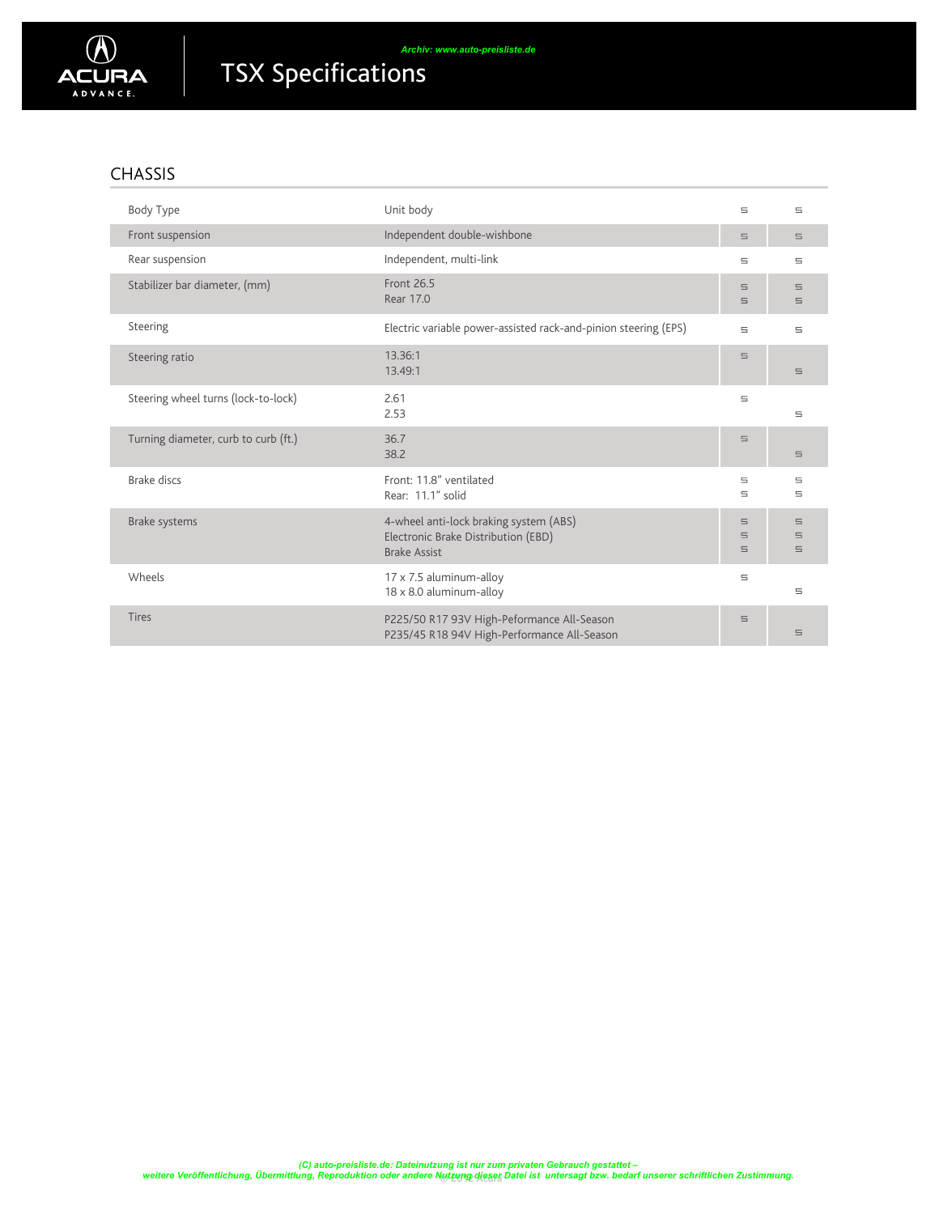# TSX Specifications

## CHASSIS

| | | | |
|---|---|---|---|
| Body Type | Unit body | S | S |
| Front suspension | Independent double-wishbone | S | S |
| Rear suspension | Independent, multi-link | S | S |
| Stabilizer bar diameter, (mm) | Front 26.5<br>Rear 17.0 | S<br>S | S<br>S |
| Steering | Electric variable power-assisted rack-and-pinion steering (EPS) | S | S |
| Steering ratio | 13.36:1<br>13.49:1 | S<br> | <br>S |
| Steering wheel turns (lock-to-lock) | 2.61<br>2.53 | S<br> | <br>S |
| Turning diameter, curb to curb (ft.) | 36.7<br>38.2 | S<br> | <br>S |
| Brake discs | Front: 11.8" ventilated<br>Rear: 11.1" solid | S<br>S | S<br>S |
| Brake systems | 4-wheel anti-lock braking system (ABS)<br>Electronic Brake Distribution (EBD)<br>Brake Assist | S<br>S<br>S | S<br>S<br>S |
| Wheels | 17 x 7.5 aluminum-alloy<br>18 x 8.0 aluminum-alloy | S<br> | <br>S |
| Tires | P225/50 R17 93V High-Peformance All-Season<br>P235/45 R18 94V High-Performance All-Season | S<br> | <br>S |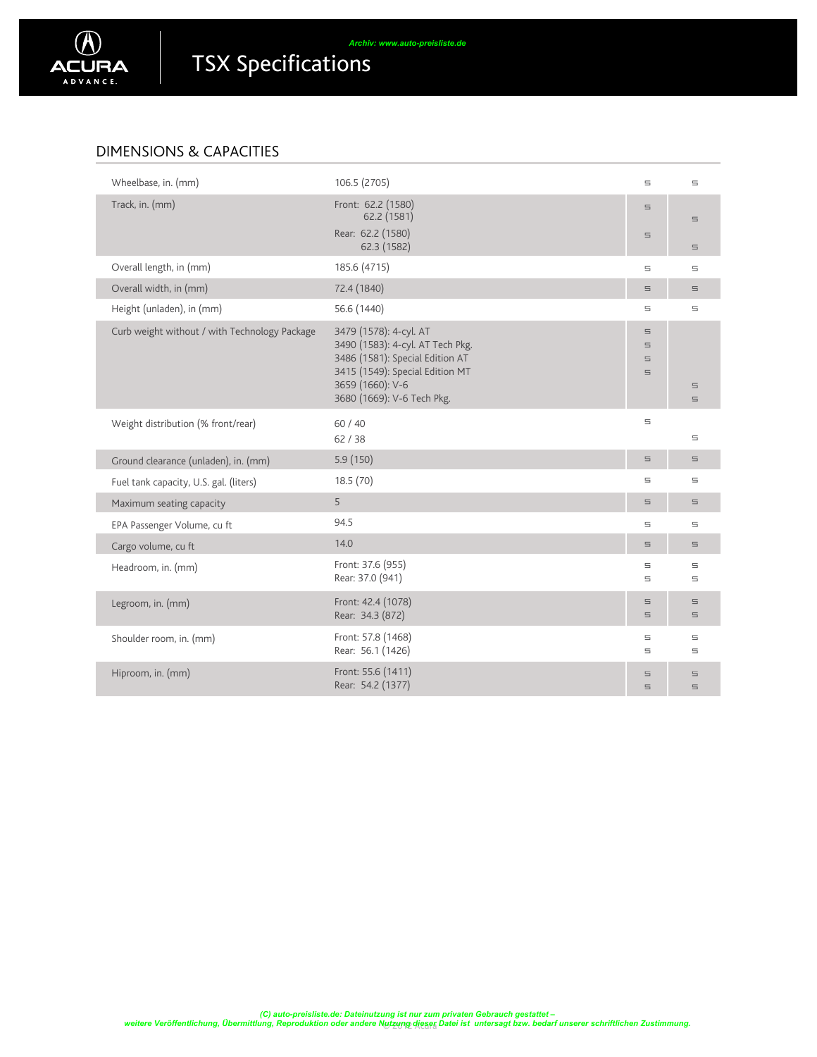# TSX Specifications

## DIMENSIONS & CAPACITIES

| | | | |
|---|---|---|---|
| Wheelbase, in. (mm) | 106.5 (2705) | S | S |
| Track, in. (mm) | Front: 62.2 (1580) | S | |
| | 62.2 (1581) | | S |
| | Rear: 62.2 (1580) | S | |
| | 62.3 (1582) | | S |
| Overall length, in (mm) | 185.6 (4715) | S | S |
| Overall width, in (mm) | 72.4 (1840) | S | S |
| Height (unladen), in (mm) | 56.6 (1440) | S | S |
| Curb weight without / with Technology Package | 3479 (1578): 4-cyl. AT | S | |
| | 3490 (1583): 4-cyl. AT Tech Pkg. | S | |
| | 3486 (1581): Special Edition AT | S | |
| | 3415 (1549): Special Edition MT | S | |
| | 3659 (1660): V-6 | | S |
| | 3680 (1669): V-6 Tech Pkg. | | S |
| Weight distribution (% front/rear) | 60 / 40 | S | |
| | 62 / 38 | | S |
| Ground clearance (unladen), in. (mm) | 5.9 (150) | S | S |
| Fuel tank capacity, U.S. gal. (liters) | 18.5 (70) | S | S |
| Maximum seating capacity | 5 | S | S |
| EPA Passenger Volume, cu ft | 94.5 | S | S |
| Cargo volume, cu ft | 14.0 | S | S |
| Headroom, in. (mm) | Front: 37.6 (955) | S | S |
| | Rear: 37.0 (941) | S | S |
| Legroom, in. (mm) | Front: 42.4 (1078) | S | S |
| | Rear: 34.3 (872) | S | S |
| Shoulder room, in. (mm) | Front: 57.8 (1468) | S | S |
| | Rear: 56.1 (1426) | S | S |
| Hiproom, in. (mm) | Front: 55.6 (1411) | S | S |
| | Rear: 54.2 (1377) | S | S |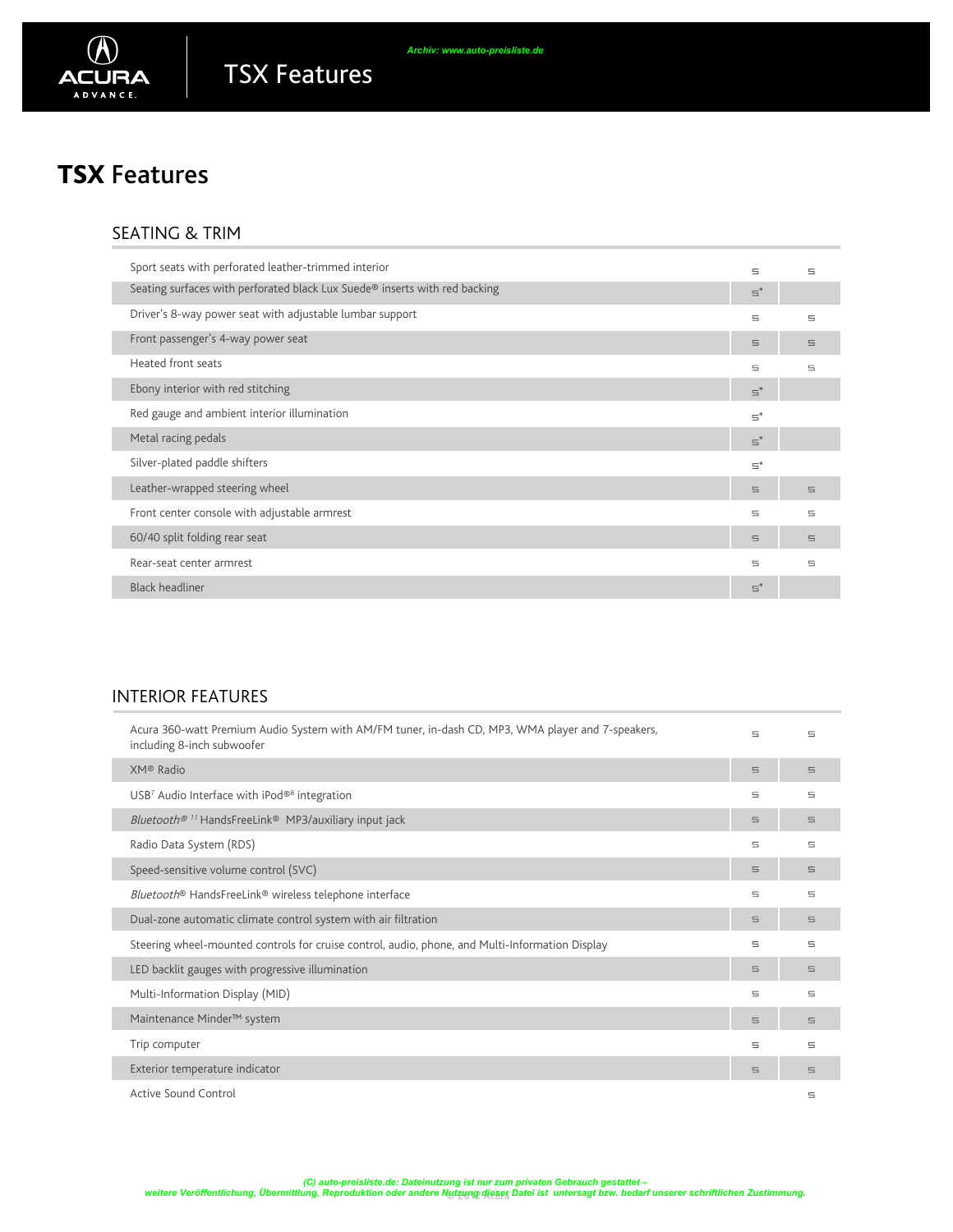# TSX Features

## SEATING & TRIM

| Feature | | |
|---|---|---|
| Sport seats with perforated leather-trimmed interior | S | S |
| Seating surfaces with perforated black Lux Suede® inserts with red backing | S* | |
| Driver's 8-way power seat with adjustable lumbar support | S | S |
| Front passenger's 4-way power seat | S | S |
| Heated front seats | S | S |
| Ebony interior with red stitching | S* | |
| Red gauge and ambient interior illumination | S* | |
| Metal racing pedals | S* | |
| Silver-plated paddle shifters | S* | |
| Leather-wrapped steering wheel | S | S |
| Front center console with adjustable armrest | S | S |
| 60/40 split folding rear seat | S | S |
| Rear-seat center armrest | S | S |
| Black headliner | S* | |

## INTERIOR FEATURES

| Feature | | |
|---|---|---|
| Acura 360-watt Premium Audio System with AM/FM tuner, in-dash CD, MP3, WMA player and 7-speakers, including 8-inch subwoofer | S | S |
| XM® Radio | S | S |
| USB[7] Audio Interface with iPod®[8] integration | S | S |
| *Bluetooth®* [11] HandsFreeLink® MP3/auxiliary input jack | S | S |
| Radio Data System (RDS) | S | S |
| Speed-sensitive volume control (SVC) | S | S |
| *Bluetooth*® HandsFreeLink® wireless telephone interface | S | S |
| Dual-zone automatic climate control system with air filtration | S | S |
| Steering wheel-mounted controls for cruise control, audio, phone, and Multi-Information Display | S | S |
| LED backlit gauges with progressive illumination | S | S |
| Multi-Information Display (MID) | S | S |
| Maintenance Minder™ system | S | S |
| Trip computer | S | S |
| Exterior temperature indicator | S | S |
| Active Sound Control | | S |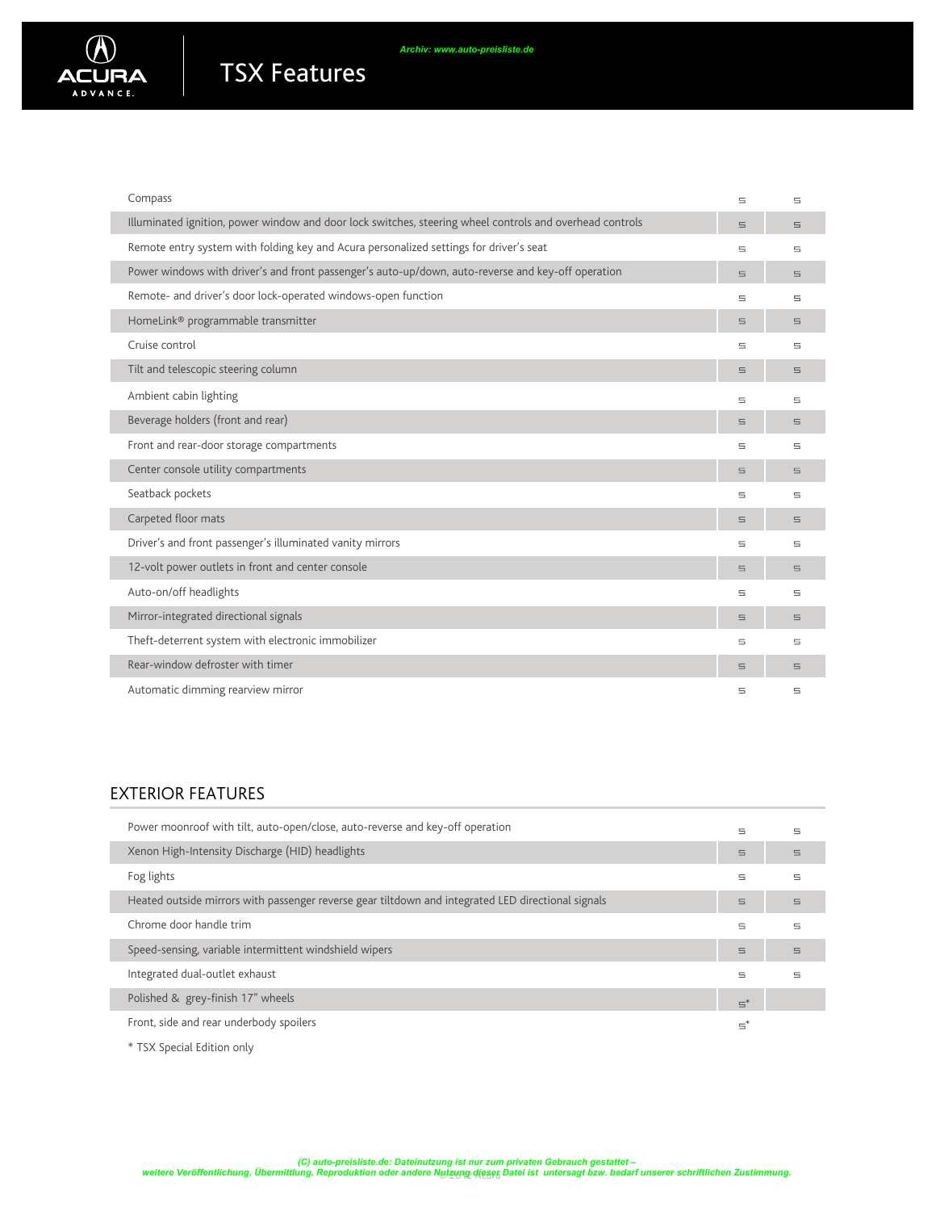# TSX Features

| Feature | | |
|---|---|---|
| Compass | S | S |
| Illuminated ignition, power window and door lock switches, steering wheel controls and overhead controls | S | S |
| Remote entry system with folding key and Acura personalized settings for driver's seat | S | S |
| Power windows with driver's and front passenger's auto-up/down, auto-reverse and key-off operation | S | S |
| Remote- and driver's door lock-operated windows-open function | S | S |
| HomeLink® programmable transmitter | S | S |
| Cruise control | S | S |
| Tilt and telescopic steering column | S | S |
| Ambient cabin lighting | S | S |
| Beverage holders (front and rear) | S | S |
| Front and rear-door storage compartments | S | S |
| Center console utility compartments | S | S |
| Seatback pockets | S | S |
| Carpeted floor mats | S | S |
| Driver's and front passenger's illuminated vanity mirrors | S | S |
| 12-volt power outlets in front and center console | S | S |
| Auto-on/off headlights | S | S |
| Mirror-integrated directional signals | S | S |
| Theft-deterrent system with electronic immobilizer | S | S |
| Rear-window defroster with timer | S | S |
| Automatic dimming rearview mirror | S | S |

## EXTERIOR FEATURES

| Feature | | |
|---|---|---|
| Power moonroof with tilt, auto-open/close, auto-reverse and key-off operation | S | S |
| Xenon High-Intensity Discharge (HID) headlights | S | S |
| Fog lights | S | S |
| Heated outside mirrors with passenger reverse gear tiltdown and integrated LED directional signals | S | S |
| Chrome door handle trim | S | S |
| Speed-sensing, variable intermittent windshield wipers | S | S |
| Integrated dual-outlet exhaust | S | S |
| Polished & grey-finish 17" wheels | S* | |
| Front, side and rear underbody spoilers | S* | |

* TSX Special Edition only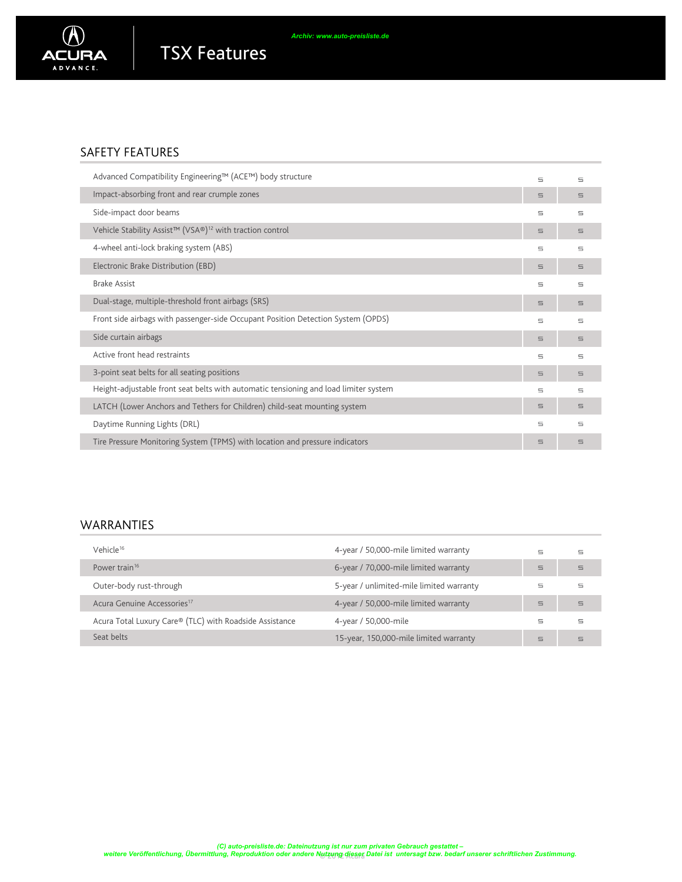# TSX Features

## SAFETY FEATURES

| Feature | | |
|---|---|---|
| Advanced Compatibility Engineering™ (ACE™) body structure | S | S |
| Impact-absorbing front and rear crumple zones | S | S |
| Side-impact door beams | S | S |
| Vehicle Stability Assist™ (VSA®)[12] with traction control | S | S |
| 4-wheel anti-lock braking system (ABS) | S | S |
| Electronic Brake Distribution (EBD) | S | S |
| Brake Assist | S | S |
| Dual-stage, multiple-threshold front airbags (SRS) | S | S |
| Front side airbags with passenger-side Occupant Position Detection System (OPDS) | S | S |
| Side curtain airbags | S | S |
| Active front head restraints | S | S |
| 3-point seat belts for all seating positions | S | S |
| Height-adjustable front seat belts with automatic tensioning and load limiter system | S | S |
| LATCH (Lower Anchors and Tethers for Children) child-seat mounting system | S | S |
| Daytime Running Lights (DRL) | S | S |
| Tire Pressure Monitoring System (TPMS) with location and pressure indicators | S | S |

## WARRANTIES

| Item | Warranty | | |
|---|---|---|---|
| Vehicle[16] | 4-year / 50,000-mile limited warranty | S | S |
| Power train[16] | 6-year / 70,000-mile limited warranty | S | S |
| Outer-body rust-through | 5-year / unlimited-mile limited warranty | S | S |
| Acura Genuine Accessories[17] | 4-year / 50,000-mile limited warranty | S | S |
| Acura Total Luxury Care® (TLC) with Roadside Assistance | 4-year / 50,000-mile | S | S |
| Seat belts | 15-year, 150,000-mile limited warranty | S | S |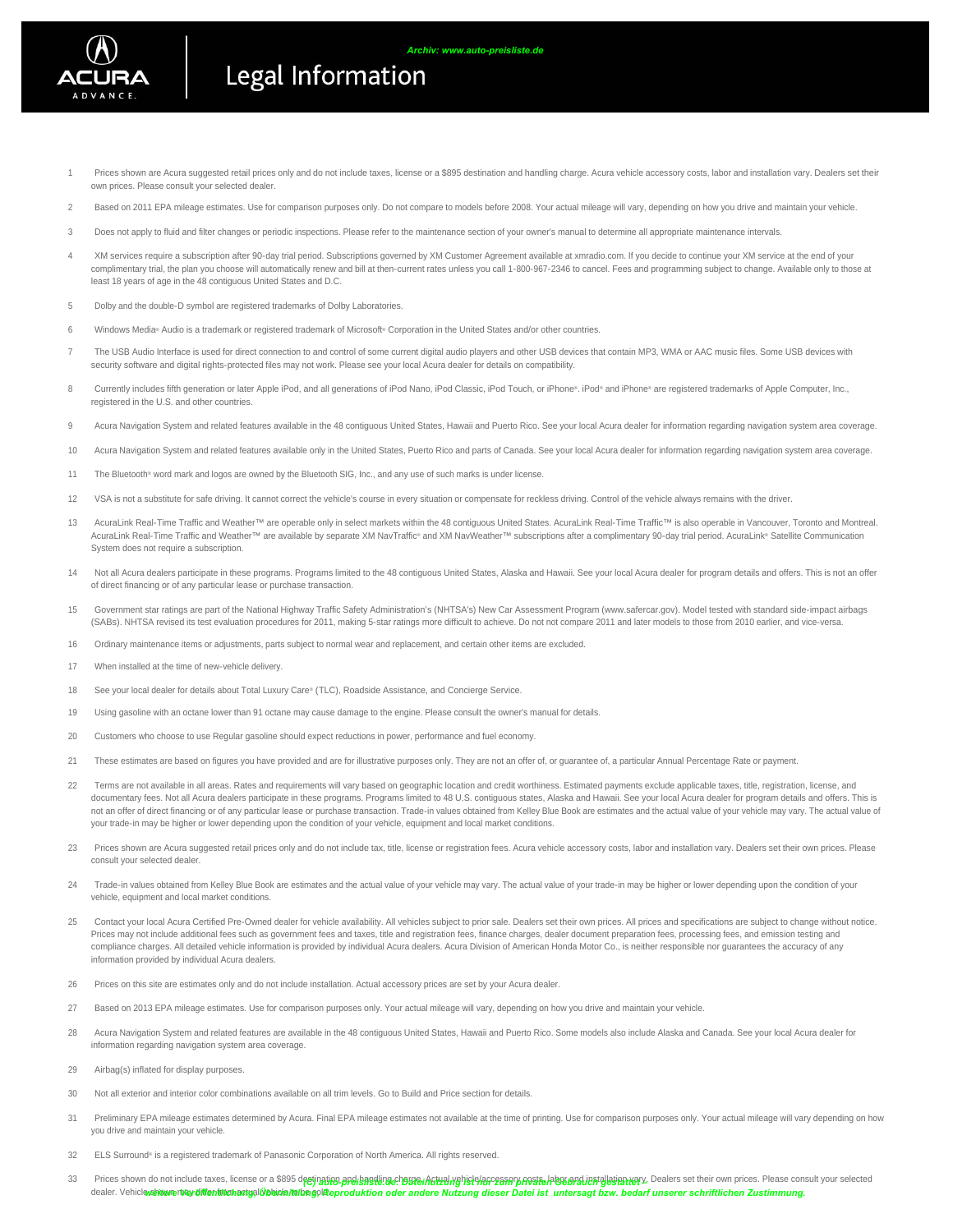# Legal Information

Archiv: www.auto-preisliste.de

1 Prices shown are Acura suggested retail prices only and do not include taxes, license or a $895 destination and handling charge. Acura vehicle accessory costs, labor and installation vary. Dealers set their own prices. Please consult your selected dealer.

2 Based on 2011 EPA mileage estimates. Use for comparison purposes only. Do not compare to models before 2008. Your actual mileage will vary, depending on how you drive and maintain your vehicle.

3 Does not apply to fluid and filter changes or periodic inspections. Please refer to the maintenance section of your owner's manual to determine all appropriate maintenance intervals.

4 XM services require a subscription after 90-day trial period. Subscriptions governed by XM Customer Agreement available at xmradio.com. If you decide to continue your XM service at the end of your complimentary trial, the plan you choose will automatically renew and bill at then-current rates unless you call 1-800-967-2346 to cancel. Fees and programming subject to change. Available only to those at least 18 years of age in the 48 contiguous United States and D.C.

5 Dolby and the double-D symbol are registered trademarks of Dolby Laboratories.

6 Windows Media® Audio is a trademark or registered trademark of Microsoft® Corporation in the United States and/or other countries.

7 The USB Audio Interface is used for direct connection to and control of some current digital audio players and other USB devices that contain MP3, WMA or AAC music files. Some USB devices with security software and digital rights-protected files may not work. Please see your local Acura dealer for details on compatibility.

8 Currently includes fifth generation or later Apple iPod, and all generations of iPod Nano, iPod Classic, iPod Touch, or iPhone®. iPod® and iPhone® are registered trademarks of Apple Computer, Inc., registered in the U.S. and other countries.

9 Acura Navigation System and related features available in the 48 contiguous United States, Hawaii and Puerto Rico. See your local Acura dealer for information regarding navigation system area coverage.

10 Acura Navigation System and related features available only in the United States, Puerto Rico and parts of Canada. See your local Acura dealer for information regarding navigation system area coverage.

11 The Bluetooth® word mark and logos are owned by the Bluetooth SIG, Inc., and any use of such marks is under license.

12 VSA is not a substitute for safe driving. It cannot correct the vehicle's course in every situation or compensate for reckless driving. Control of the vehicle always remains with the driver.

13 AcuraLink Real-Time Traffic and Weather™ are operable only in select markets within the 48 contiguous United States. AcuraLink Real-Time Traffic™ is also operable in Vancouver, Toronto and Montreal. AcuraLink Real-Time Traffic and Weather™ are available by separate XM NavTraffic® and XM NavWeather™ subscriptions after a complimentary 90-day trial period. AcuraLink® Satellite Communication System does not require a subscription.

14 Not all Acura dealers participate in these programs. Programs limited to the 48 contiguous United States, Alaska and Hawaii. See your local Acura dealer for program details and offers. This is not an offer of direct financing or of any particular lease or purchase transaction.

15 Government star ratings are part of the National Highway Traffic Safety Administration's (NHTSA's) New Car Assessment Program (www.safercar.gov). Model tested with standard side-impact airbags (SABs). NHTSA revised its test evaluation procedures for 2011, making 5-star ratings more difficult to achieve. Do not compare 2011 and later models to those from 2010 earlier, and vice-versa.

16 Ordinary maintenance items or adjustments, parts subject to normal wear and replacement, and certain other items are excluded.

17 When installed at the time of new-vehicle delivery.

18 See your local dealer for details about Total Luxury Care® (TLC), Roadside Assistance, and Concierge Service.

19 Using gasoline with an octane lower than 91 octane may cause damage to the engine. Please consult the owner's manual for details.

20 Customers who choose to use Regular gasoline should expect reductions in power, performance and fuel economy.

21 These estimates are based on figures you have provided and are for illustrative purposes only. They are not an offer of, or guarantee of, a particular Annual Percentage Rate or payment.

22 Terms are not available in all areas. Rates and requirements will vary based on geographic location and credit worthiness. Estimated payments exclude applicable taxes, title, registration, license, and documentary fees. Not all Acura dealers participate in these programs. Programs limited to 48 U.S. contiguous states, Alaska and Hawaii. See your local Acura dealer for program details and offers. This is not an offer of direct financing or of any particular lease or purchase transaction. Trade-in values obtained from Kelley Blue Book are estimates and the actual value of your vehicle may vary. The actual value of your trade-in may be higher or lower depending upon the condition of your vehicle, equipment and local market conditions.

23 Prices shown are Acura suggested retail prices only and do not include tax, title, license or registration fees. Acura vehicle accessory costs, labor and installation vary. Dealers set their own prices. Please consult your selected dealer.

24 Trade-in values obtained from Kelley Blue Book are estimates and the actual value of your vehicle may vary. The actual value of your trade-in may be higher or lower depending upon the condition of your vehicle, equipment and local market conditions.

25 Contact your local Acura Certified Pre-Owned dealer for vehicle availability. All vehicles subject to prior sale. Dealers set their own prices. All prices and specifications are subject to change without notice. Prices may not include additional fees such as government fees and taxes, title and registration fees, finance charges, dealer document preparation fees, processing fees, and emission testing and compliance charges. All detailed vehicle information is provided by individual Acura dealers. Acura Division of American Honda Motor Co., is neither responsible nor guarantees the accuracy of any information provided by individual Acura dealers.

26 Prices on this site are estimates only and do not include installation. Actual accessory prices are set by your Acura dealer.

27 Based on 2013 EPA mileage estimates. Use for comparison purposes only. Your actual mileage will vary, depending on how you drive and maintain your vehicle.

28 Acura Navigation System and related features are available in the 48 contiguous United States, Hawaii and Puerto Rico. Some models also include Alaska and Canada. See your local Acura dealer for information regarding navigation system area coverage.

29 Airbag(s) inflated for display purposes.

30 Not all exterior and interior color combinations available on all trim levels. Go to Build and Price section for details.

31 Preliminary EPA mileage estimates determined by Acura. Final EPA mileage estimates not available at the time of printing. Use for comparison purposes only. Your actual mileage will vary depending on how you drive and maintain your vehicle.

32 ELS Surround® is a registered trademark of Panasonic Corporation of North America. All rights reserved.

33 Prices shown do not include taxes, license or a $895 destination and handling charge. Actual vehicle/accessory costs, labor and installation vary. Dealers set their own prices. Please consult your selected dealer. Vehicle shown may differ from actual vehicle to be sold.

(c) auto-preisliste.de: Dateinutzung ist nur zum privaten Gebrauch gestattet - weitere Veröffentlichung, Übermittlung, Reproduktion oder andere Nutzung dieser Datei ist untersagt bzw. bedarf unserer schriftlichen Zustimmung.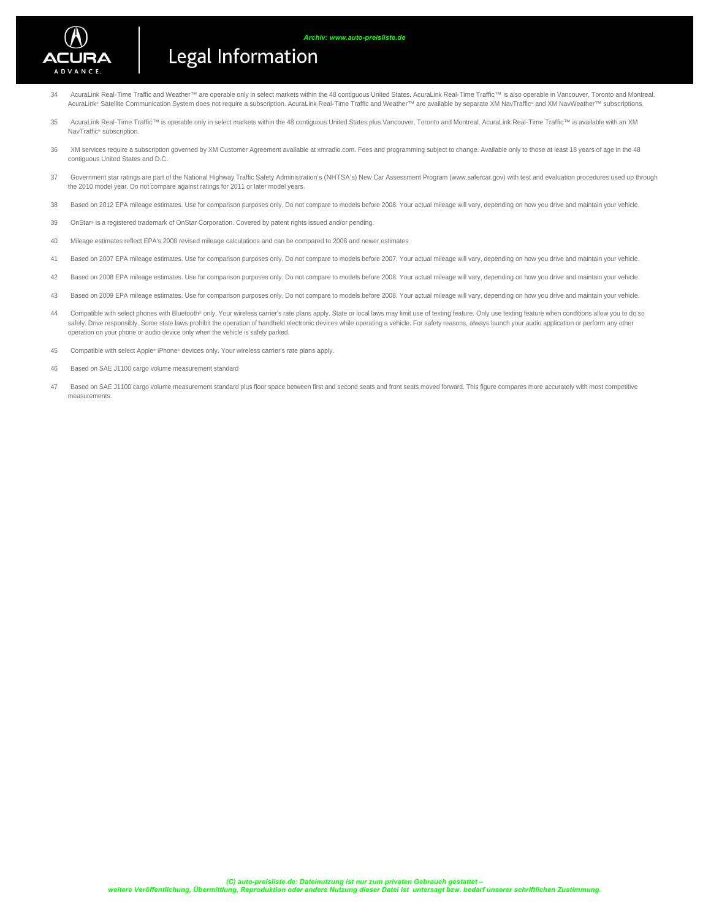# Legal Information

Archiv: www.auto-preisliste.de

34 AcuraLink Real-Time Traffic and Weather™ are operable only in select markets within the 48 contiguous United States. AcuraLink Real-Time Traffic™ is also operable in Vancouver, Toronto and Montreal. AcuraLink® Satellite Communication System does not require a subscription. AcuraLink Real-Time Traffic and Weather™ are available by separate XM NavTraffic® and XM NavWeather™ subscriptions.

35 AcuraLink Real-Time Traffic™ is operable only in select markets within the 48 contiguous United States plus Vancouver, Toronto and Montreal. AcuraLink Real-Time Traffic™ is available with an XM NavTraffic® subscription.

36 XM services require a subscription governed by XM Customer Agreement available at xmradio.com. Fees and programming subject to change. Available only to those at least 18 years of age in the 48 contiguous United States and D.C.

37 Government star ratings are part of the National Highway Traffic Safety Administration's (NHTSA's) New Car Assessment Program (www.safercar.gov) with test and evaluation procedures used up through the 2010 model year. Do not compare against ratings for 2011 or later model years.

38 Based on 2012 EPA mileage estimates. Use for comparison purposes only. Do not compare to models before 2008. Your actual mileage will vary, depending on how you drive and maintain your vehicle.

39 OnStar® is a registered trademark of OnStar Corporation. Covered by patent rights issued and/or pending.

40 Mileage estimates reflect EPA's 2008 revised mileage calculations and can be compared to 2008 and newer estimates

41 Based on 2007 EPA mileage estimates. Use for comparison purposes only. Do not compare to models before 2007. Your actual mileage will vary, depending on how you drive and maintain your vehicle.

42 Based on 2008 EPA mileage estimates. Use for comparison purposes only. Do not compare to models before 2008. Your actual mileage will vary, depending on how you drive and maintain your vehicle.

43 Based on 2009 EPA mileage estimates. Use for comparison purposes only. Do not compare to models before 2008. Your actual mileage will vary, depending on how you drive and maintain your vehicle.

44 Compatible with select phones with Bluetooth® only. Your wireless carrier's rate plans apply. State or local laws may limit use of texting feature. Only use texting feature when conditions allow you to do so safely. Drive responsibly. Some state laws prohibit the operation of handheld electronic devices while operating a vehicle. For safety reasons, always launch your audio application or perform any other operation on your phone or audio device only when the vehicle is safely parked.

45 Compatible with select Apple® iPhone® devices only. Your wireless carrier's rate plans apply.

46 Based on SAE J1100 cargo volume measurement standard

47 Based on SAE J1100 cargo volume measurement standard plus floor space between first and second seats and front seats moved forward. This figure compares more accurately with most competitive measurements.

*(C) auto-preisliste.de: Dateinutzung ist nur zum privaten Gebrauch gestattet – weitere Veröffentlichung, Übermittlung, Reproduktion oder andere Nutzung dieser Datei ist untersagt bzw. bedarf unserer schriftlichen Zustimmung.*